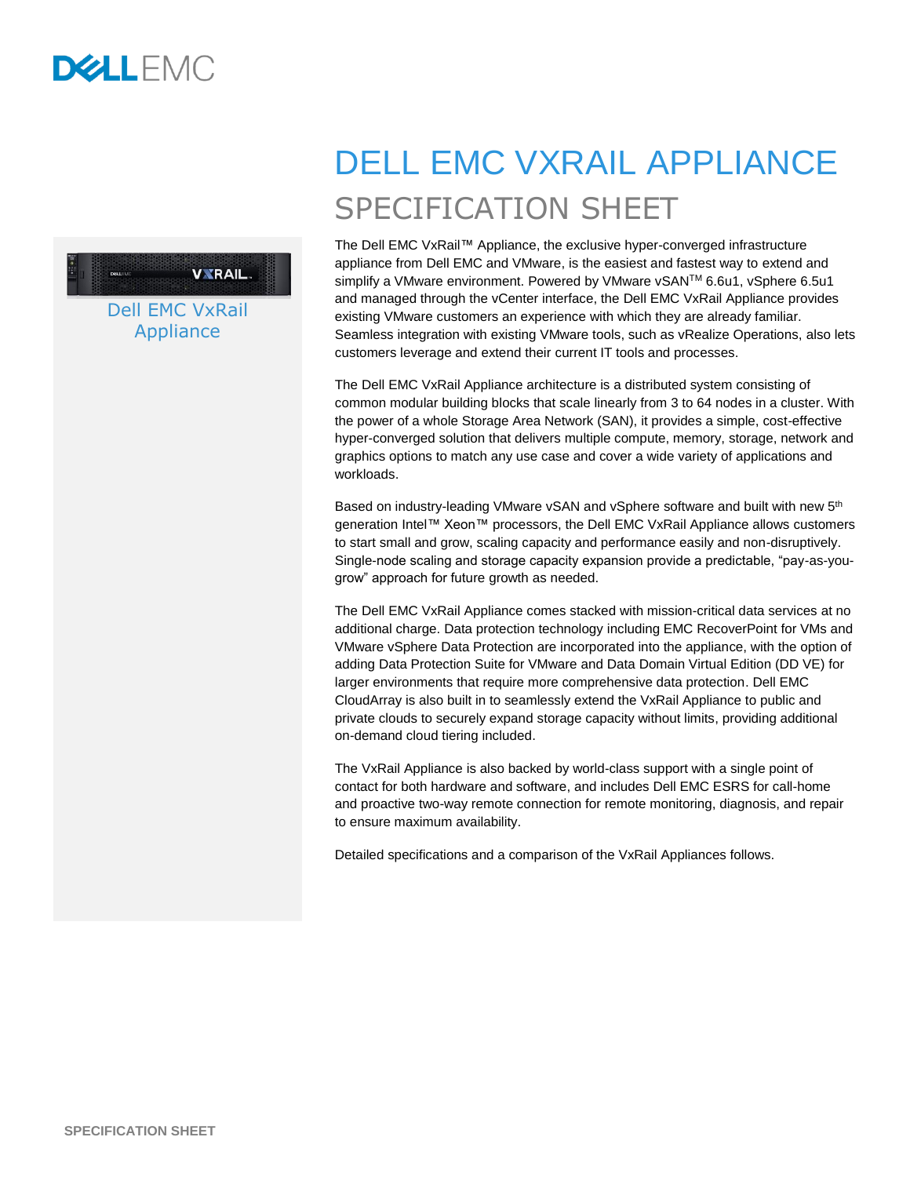# DELL EMC VXRAIL APPLIANCE

## SPECIFICATION SHEET

Dell EMC VxRail Appliance

The Dell EMC VxRail™ Appliance, the exclusive hyper-converged infrastructure appliance from Dell EMC and VMware, is the easiest and fastest way to extend and simplify a VMware environment. Powered by VMware vSAN™ 6.6u1, vSphere 6.5u1 and managed through the vCenter interface, the Dell EMC VxRail Appliance provides existing VMware customers an experience with which they are already familiar. Seamless integration with existing VMware tools, such as vRealize Operations, also lets customers leverage and extend their current IT tools and processes.

The Dell EMC VxRail Appliance architecture is a distributed system consisting of common modular building blocks that scale linearly from 3 to 64 nodes in a cluster. With the power of a whole Storage Area Network (SAN), it provides a simple, cost-effective hyper-converged solution that delivers multiple compute, memory, storage, network and graphics options to match any use case and cover a wide variety of applications and workloads.

Based on industry-leading VMware vSAN and vSphere software and built with new 5th generation Intel™ Xeon™ processors, the Dell EMC VxRail Appliance allows customers to start small and grow, scaling capacity and performance easily and non-disruptively. Single-node scaling and storage capacity expansion provide a predictable, "pay-as-you-grow" approach for future growth as needed.

The Dell EMC VxRail Appliance comes stacked with mission-critical data services at no additional charge. Data protection technology including EMC RecoverPoint for VMs and VMware vSphere Data Protection are incorporated into the appliance, with the option of adding Data Protection Suite for VMware and Data Domain Virtual Edition (DD VE) for larger environments that require more comprehensive data protection. Dell EMC CloudArray is also built in to seamlessly extend the VxRail Appliance to public and private clouds to securely expand storage capacity without limits, providing additional on-demand cloud tiering included.

The VxRail Appliance is also backed by world-class support with a single point of contact for both hardware and software, and includes Dell EMC ESRS for call-home and proactive two-way remote connection for remote monitoring, diagnosis, and repair to ensure maximum availability.

Detailed specifications and a comparison of the VxRail Appliances follows.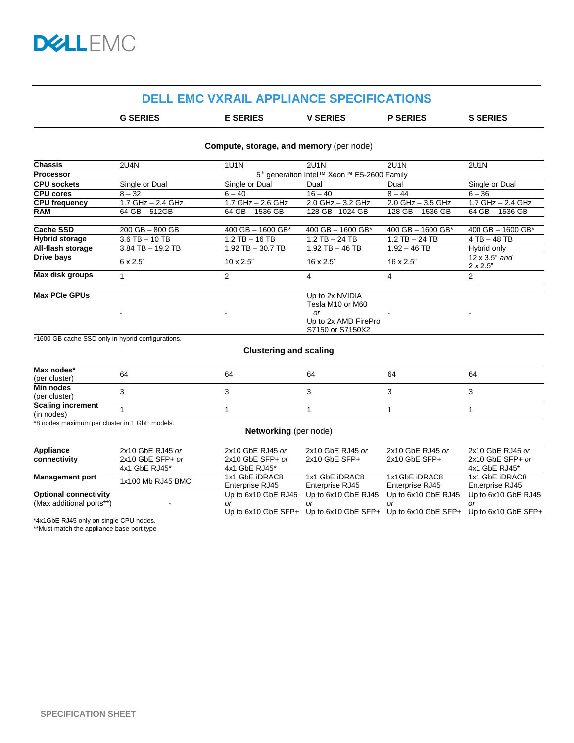# DELL EMC VXRAIL APPLIANCE SPECIFICATIONS

| | G SERIES | E SERIES | V SERIES | P SERIES | S SERIES |
|---|---|---|---|---|---|
| **Compute, storage, and memory** (per node) | | | | | |
| **Chassis** | 2U4N | 1U1N | 2U1N | 2U1N | 2U1N |
| **Processor** | 5th generation Intel™ Xeon™ E5-2600 Family | | | | |
| **CPU sockets** | Single or Dual | Single or Dual | Dual | Dual | Single or Dual |
| **CPU cores** | 8 – 32 | 6 – 40 | 16 – 40 | 8 – 44 | 6 – 36 |
| **CPU frequency** | 1.7 GHz – 2.4 GHz | 1.7 GHz – 2.6 GHz | 2.0 GHz – 3.2 GHz | 2.0 GHz – 3.5 GHz | 1.7 GHz – 2.4 GHz |
| **RAM** | 64 GB – 512GB | 64 GB – 1536 GB | 128 GB –1024 GB | 128 GB – 1536 GB | 64 GB – 1536 GB |
| **Cache SSD** | 200 GB – 800 GB | 400 GB – 1600 GB* | 400 GB – 1600 GB* | 400 GB – 1600 GB* | 400 GB – 1600 GB* |
| **Hybrid storage** | 3.6 TB – 10 TB | 1.2 TB – 16 TB | 1.2 TB – 24 TB | 1.2 TB – 24 TB | 4 TB – 48 TB |
| **All-flash storage** | 3.84 TB – 19.2 TB | 1.92 TB – 30.7 TB | 1.92 TB – 46 TB | 1.92 – 46 TB | Hybrid only |
| **Drive bays** | 6 x 2.5" | 10 x 2.5" | 16 x 2.5" | 16 x 2.5" | 12 x 3.5" *and* 2 x 2.5" |
| **Max disk groups** | 1 | 2 | 4 | 4 | 2 |
| **Max PCIe GPUs** | - | - | Up to 2x NVIDIA Tesla M10 or M60 *or* Up to 2x AMD FirePro S7150 or S7150X2 | - | - |

*1600 GB cache SSD only in hybrid configurations.

| | G SERIES | E SERIES | V SERIES | P SERIES | S SERIES |
|---|---|---|---|---|---|
| **Clustering and scaling** | | | | | |
| **Max nodes*** (per cluster) | 64 | 64 | 64 | 64 | 64 |
| **Min nodes** (per cluster) | 3 | 3 | 3 | 3 | 3 |
| **Scaling increment** (in nodes) | 1 | 1 | 1 | 1 | 1 |

*8 nodes maximum per cluster in 1 GbE models.

| | G SERIES | E SERIES | V SERIES | P SERIES | S SERIES |
|---|---|---|---|---|---|
| **Networking** (per node) | | | | | |
| **Appliance connectivity** | 2x10 GbE RJ45 *or* 2x10 GbE SFP+ *or* 4x1 GbE RJ45* | 2x10 GbE RJ45 *or* 2x10 GbE SFP+ *or* 4x1 GbE RJ45* | 2x10 GbE RJ45 *or* 2x10 GbE SFP+ | 2x10 GbE RJ45 *or* 2x10 GbE SFP+ | 2x10 GbE RJ45 *or* 2x10 GbE SFP+ *or* 4x1 GbE RJ45* |
| **Management port** | 1x100 Mb RJ45 BMC | 1x1 GbE iDRAC8 Enterprise RJ45 | 1x1 GbE iDRAC8 Enterprise RJ45 | 1x1GbE iDRAC8 Enterprise RJ45 | 1x1 GbE iDRAC8 Enterprise RJ45 |
| **Optional connectivity** (Max additional ports**) | - | Up to 6x10 GbE RJ45 *or* Up to 6x10 GbE SFP+ | Up to 6x10 GbE RJ45 *or* Up to 6x10 GbE SFP+ | Up to 6x10 GbE RJ45 *or* Up to 6x10 GbE SFP+ | Up to 6x10 GbE RJ45 *or* Up to 6x10 GbE SFP+ |

*4x1GbE RJ45 only on single CPU nodes.
**Must match the appliance base port type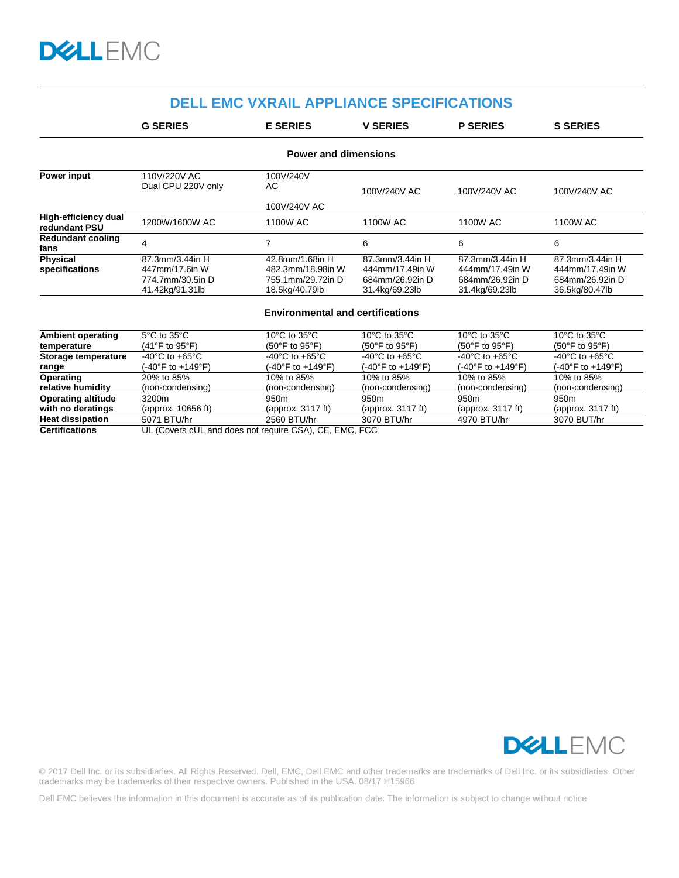## DELL EMC VXRAIL APPLIANCE SPECIFICATIONS

| | G SERIES | E SERIES | V SERIES | P SERIES | S SERIES |
|---|---|---|---|---|---|
| **Power and dimensions** | | | | | |
| **Power input** | 110V/220V AC<br>Dual CPU 220V only | 100V/240V AC<br><br>100V/240V AC | 100V/240V AC | 100V/240V AC | 100V/240V AC |
| **High-efficiency dual redundant PSU** | 1200W/1600W AC | 1100W AC | 1100W AC | 1100W AC | 1100W AC |
| **Redundant cooling fans** | 4 | 7 | 6 | 6 | 6 |
| **Physical specifications** | 87.3mm/3.44in H<br>447mm/17.6in W<br>774.7mm/30.5in D<br>41.42kg/91.31lb | 42.8mm/1.68in H<br>482.3mm/18.98in W<br>755.1mm/29.72in D<br>18.5kg/40.79lb | 87.3mm/3.44in H<br>444mm/17.49in W<br>684mm/26.92in D<br>31.4kg/69.23lb | 87.3mm/3.44in H<br>444mm/17.49in W<br>684mm/26.92in D<br>31.4kg/69.23lb | 87.3mm/3.44in H<br>444mm/17.49in W<br>684mm/26.92in D<br>36.5kg/80.47lb |
| **Environmental and certifications** | | | | | |
| **Ambient operating temperature** | 5°C to 35°C<br>(41°F to 95°F) | 10°C to 35°C<br>(50°F to 95°F) | 10°C to 35°C<br>(50°F to 95°F) | 10°C to 35°C<br>(50°F to 95°F) | 10°C to 35°C<br>(50°F to 95°F) |
| **Storage temperature range** | -40°C to +65°C<br>(-40°F to +149°F) | -40°C to +65°C<br>(-40°F to +149°F) | -40°C to +65°C<br>(-40°F to +149°F) | -40°C to +65°C<br>(-40°F to +149°F) | -40°C to +65°C<br>(-40°F to +149°F) |
| **Operating relative humidity** | 20% to 85%<br>(non-condensing) | 10% to 85%<br>(non-condensing) | 10% to 85%<br>(non-condensing) | 10% to 85%<br>(non-condensing) | 10% to 85%<br>(non-condensing) |
| **Operating altitude with no deratings** | 3200m<br>(approx. 10656 ft) | 950m<br>(approx. 3117 ft) | 950m<br>(approx. 3117 ft) | 950m<br>(approx. 3117 ft) | 950m<br>(approx. 3117 ft) |
| **Heat dissipation** | 5071 BTU/hr | 2560 BTU/hr | 3070 BTU/hr | 4970 BTU/hr | 3070 BUT/hr |
| **Certifications** | UL (Covers cUL and does not require CSA), CE, EMC, FCC | | | | |

© 2017 Dell Inc. or its subsidiaries. All Rights Reserved. Dell, EMC, Dell EMC and other trademarks are trademarks of Dell Inc. or its subsidiaries. Other trademarks may be trademarks of their respective owners. Published in the USA. 08/17 H15966

Dell EMC believes the information in this document is accurate as of its publication date. The information is subject to change without notice